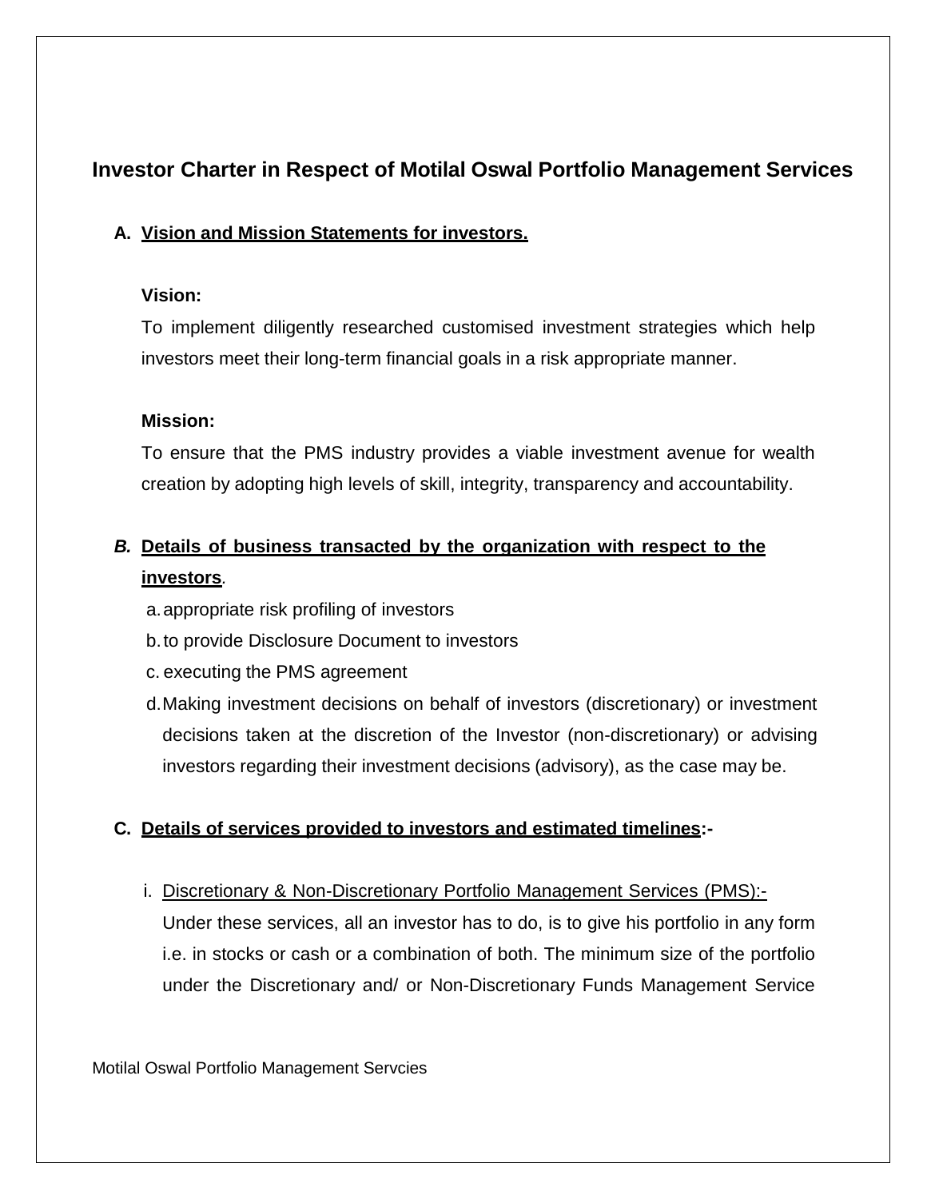# Investor Charter in Respect of Motilal Oswal Portfolio Management Services

## A. Vision and Mission Statements for investors.

**Vision:**

To implement diligently researched customised investment strategies which help investors meet their long-term financial goals in a risk appropriate manner.

**Mission:**

To ensure that the PMS industry provides a viable investment avenue for wealth creation by adopting high levels of skill, integrity, transparency and accountability.

## *B.* Details of business transacted by the organization with respect to the investors.

a. appropriate risk profiling of investors

b. to provide Disclosure Document to investors

c. executing the PMS agreement

d. Making investment decisions on behalf of investors (discretionary) or investment decisions taken at the discretion of the Investor (non-discretionary) or advising investors regarding their investment decisions (advisory), as the case may be.

## C. Details of services provided to investors and estimated timelines:-

i. Discretionary & Non-Discretionary Portfolio Management Services (PMS):-

Under these services, all an investor has to do, is to give his portfolio in any form i.e. in stocks or cash or a combination of both. The minimum size of the portfolio under the Discretionary and/ or Non-Discretionary Funds Management Service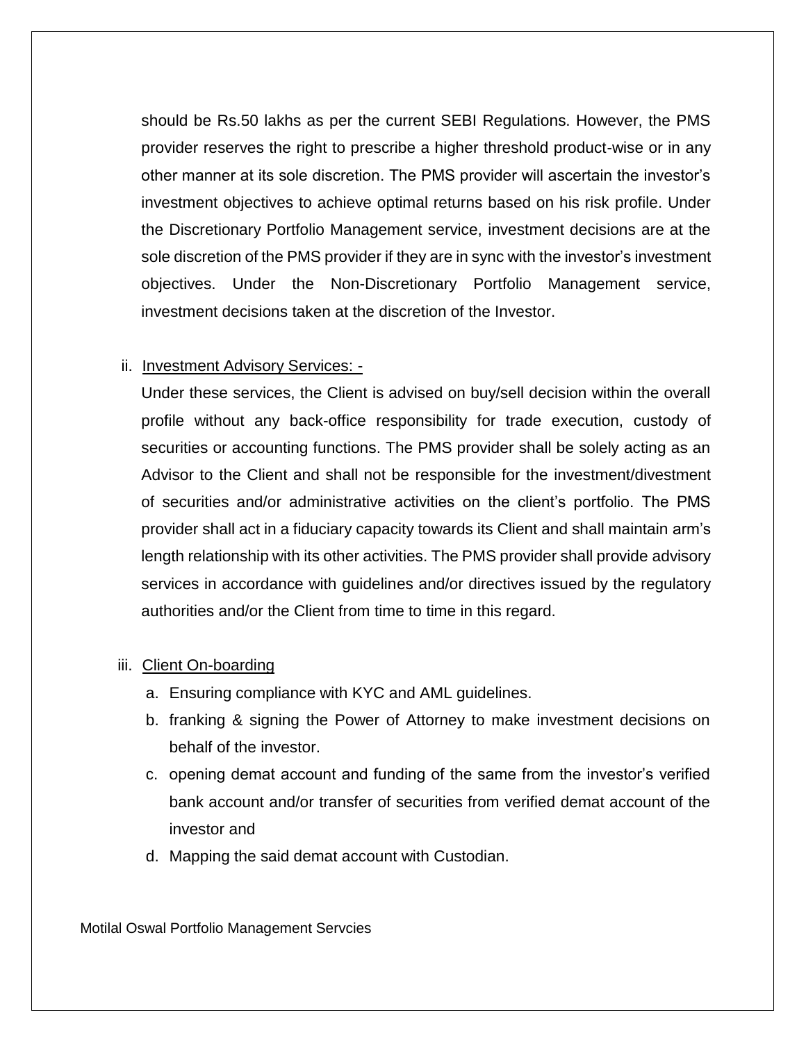should be Rs.50 lakhs as per the current SEBI Regulations. However, the PMS provider reserves the right to prescribe a higher threshold product-wise or in any other manner at its sole discretion. The PMS provider will ascertain the investor's investment objectives to achieve optimal returns based on his risk profile. Under the Discretionary Portfolio Management service, investment decisions are at the sole discretion of the PMS provider if they are in sync with the investor's investment objectives. Under the Non-Discretionary Portfolio Management service, investment decisions taken at the discretion of the Investor.

ii. <u>Investment Advisory Services: -</u>

Under these services, the Client is advised on buy/sell decision within the overall profile without any back-office responsibility for trade execution, custody of securities or accounting functions. The PMS provider shall be solely acting as an Advisor to the Client and shall not be responsible for the investment/divestment of securities and/or administrative activities on the client's portfolio. The PMS provider shall act in a fiduciary capacity towards its Client and shall maintain arm's length relationship with its other activities. The PMS provider shall provide advisory services in accordance with guidelines and/or directives issued by the regulatory authorities and/or the Client from time to time in this regard.

iii. <u>Client On-boarding</u>

a. Ensuring compliance with KYC and AML guidelines.
b. franking & signing the Power of Attorney to make investment decisions on behalf of the investor.
c. opening demat account and funding of the same from the investor's verified bank account and/or transfer of securities from verified demat account of the investor and
d. Mapping the said demat account with Custodian.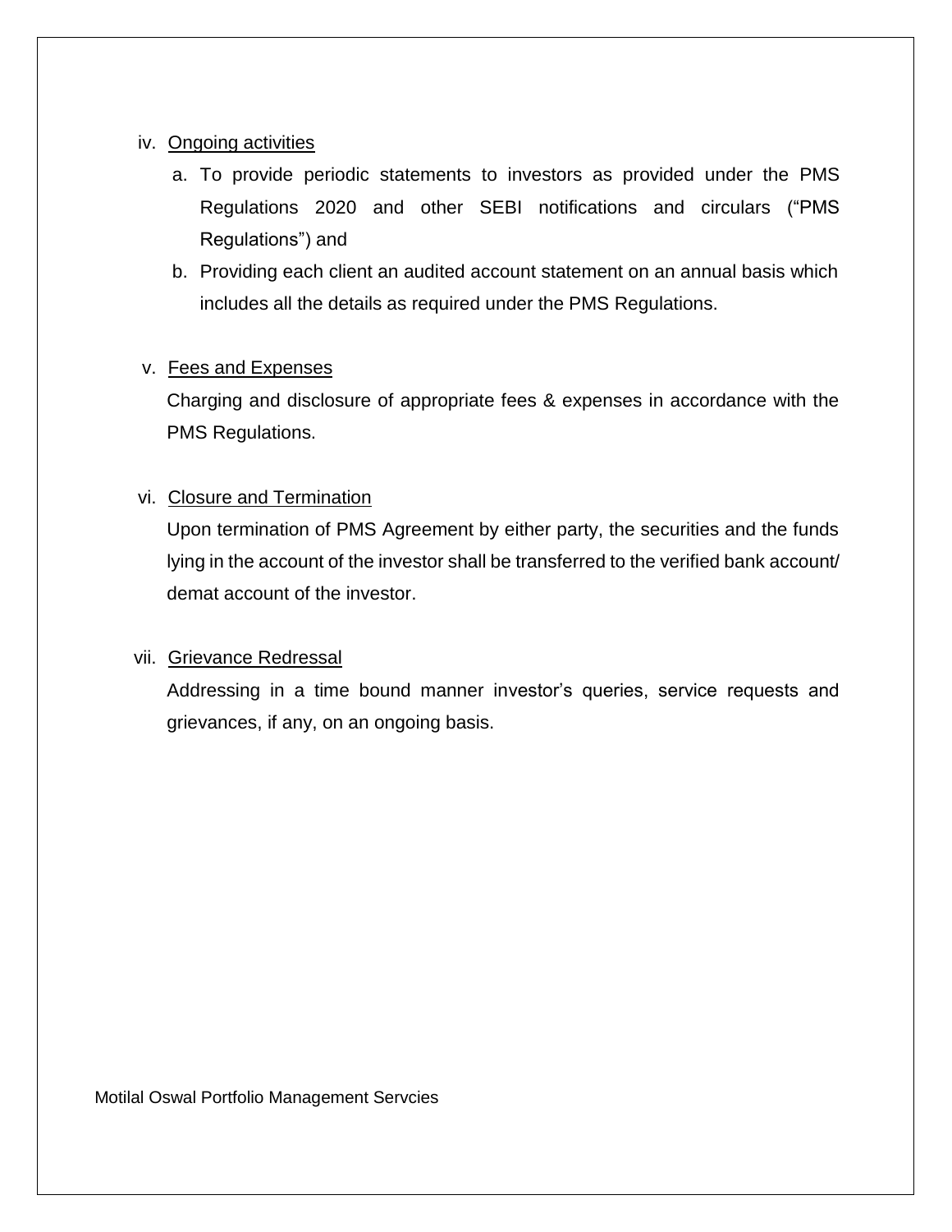iv. Ongoing activities

   a. To provide periodic statements to investors as provided under the PMS Regulations 2020 and other SEBI notifications and circulars ("PMS Regulations") and

   b. Providing each client an audited account statement on an annual basis which includes all the details as required under the PMS Regulations.

v. Fees and Expenses

   Charging and disclosure of appropriate fees & expenses in accordance with the PMS Regulations.

vi. Closure and Termination

   Upon termination of PMS Agreement by either party, the securities and the funds lying in the account of the investor shall be transferred to the verified bank account/ demat account of the investor.

vii. Grievance Redressal

   Addressing in a time bound manner investor's queries, service requests and grievances, if any, on an ongoing basis.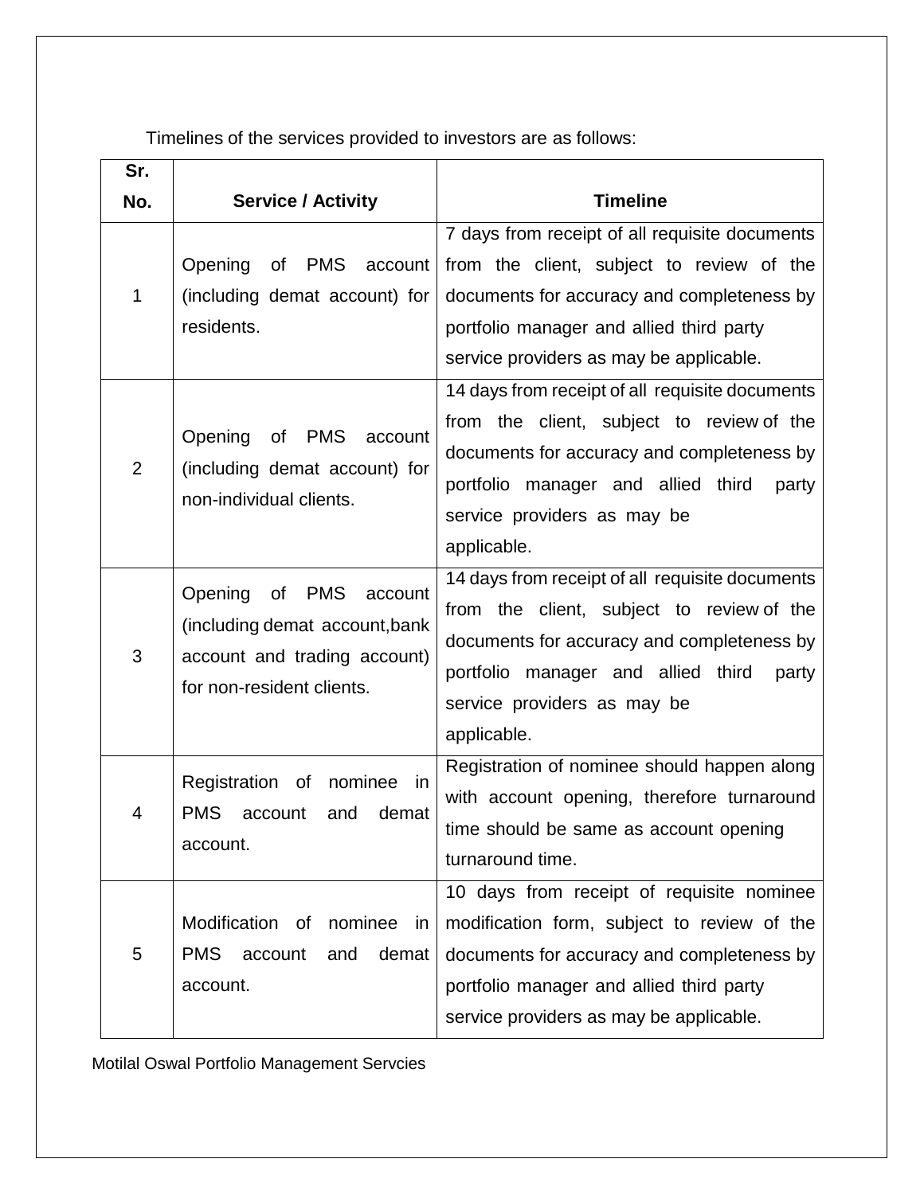Timelines of the services provided to investors are as follows:

| Sr. No. | Service / Activity | Timeline |
|---|---|---|
| 1 | Opening of PMS account (including demat account) for residents. | 7 days from receipt of all requisite documents from the client, subject to review of the documents for accuracy and completeness by portfolio manager and allied third party service providers as may be applicable. |
| 2 | Opening of PMS account (including demat account) for non-individual clients. | 14 days from receipt of all requisite documents from the client, subject to review of the documents for accuracy and completeness by portfolio manager and allied third party service providers as may be applicable. |
| 3 | Opening of PMS account (including demat account,bank account and trading account) for non-resident clients. | 14 days from receipt of all requisite documents from the client, subject to review of the documents for accuracy and completeness by portfolio manager and allied third party service providers as may be applicable. |
| 4 | Registration of nominee in PMS account and demat account. | Registration of nominee should happen along with account opening, therefore turnaround time should be same as account opening turnaround time. |
| 5 | Modification of nominee in PMS account and demat account. | 10 days from receipt of requisite nominee modification form, subject to review of the documents for accuracy and completeness by portfolio manager and allied third party service providers as may be applicable. |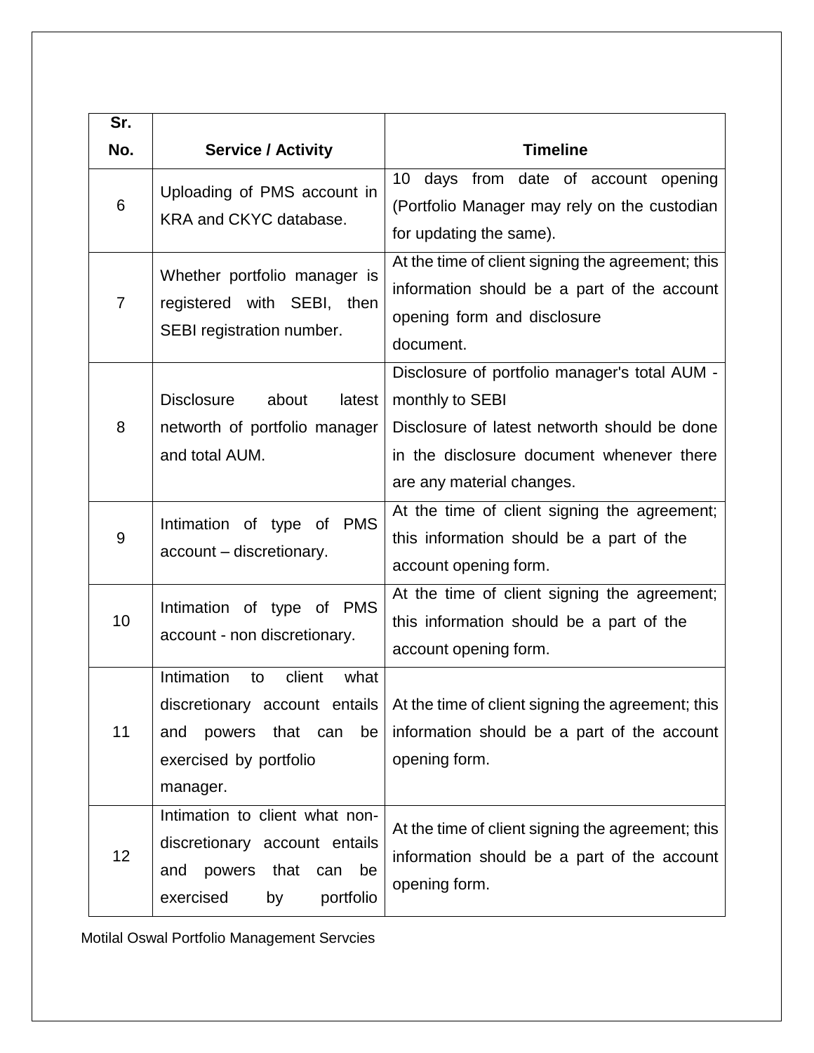| Sr. No. | Service / Activity | Timeline |
|---|---|---|
| 6 | Uploading of PMS account in KRA and CKYC database. | 10 days from date of account opening (Portfolio Manager may rely on the custodian for updating the same). |
| 7 | Whether portfolio manager is registered with SEBI, then SEBI registration number. | At the time of client signing the agreement; this information should be a part of the account opening form and disclosure document. |
| 8 | Disclosure about latest networth of portfolio manager and total AUM. | Disclosure of portfolio manager's total AUM - monthly to SEBI<br>Disclosure of latest networth should be done in the disclosure document whenever there are any material changes. |
| 9 | Intimation of type of PMS account – discretionary. | At the time of client signing the agreement; this information should be a part of the account opening form. |
| 10 | Intimation of type of PMS account - non discretionary. | At the time of client signing the agreement; this information should be a part of the account opening form. |
| 11 | Intimation to client what discretionary account entails and powers that can be exercised by portfolio manager. | At the time of client signing the agreement; this information should be a part of the account opening form. |
| 12 | Intimation to client what non-discretionary account entails and powers that can be exercised by portfolio | At the time of client signing the agreement; this information should be a part of the account opening form. |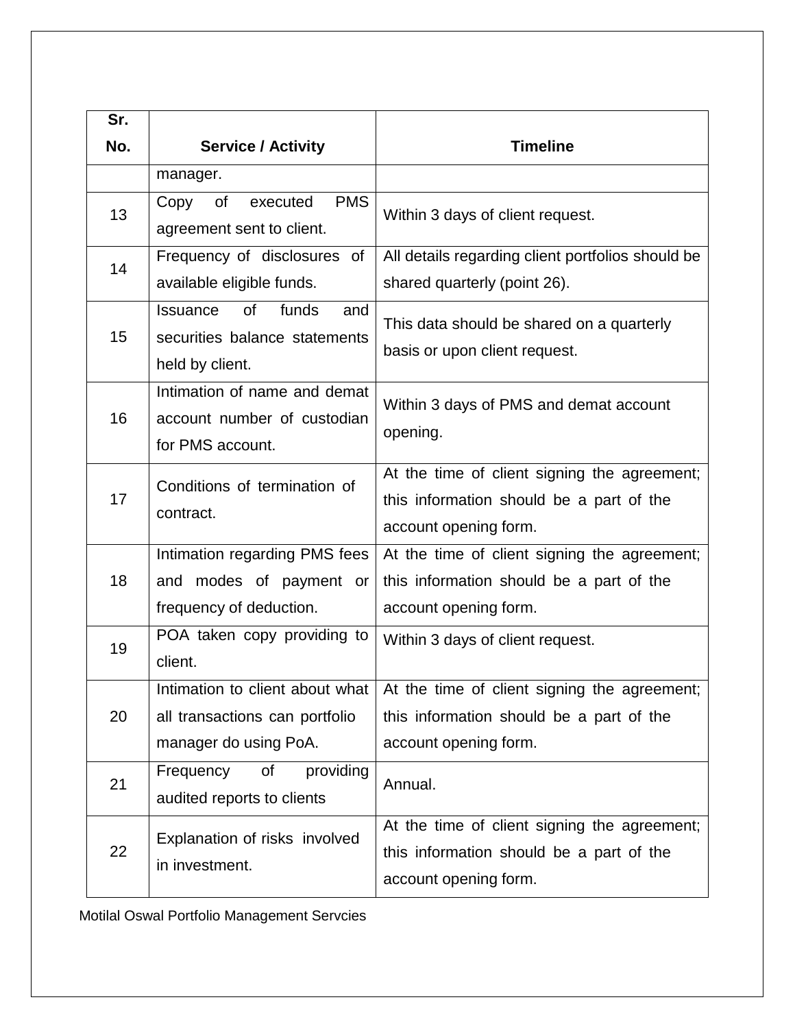| Sr. No. | Service / Activity | Timeline |
|---|---|---|
| | manager. | |
| 13 | Copy of executed PMS agreement sent to client. | Within 3 days of client request. |
| 14 | Frequency of disclosures of available eligible funds. | All details regarding client portfolios should be shared quarterly (point 26). |
| 15 | Issuance of funds and securities balance statements held by client. | This data should be shared on a quarterly basis or upon client request. |
| 16 | Intimation of name and demat account number of custodian for PMS account. | Within 3 days of PMS and demat account opening. |
| 17 | Conditions of termination of contract. | At the time of client signing the agreement; this information should be a part of the account opening form. |
| 18 | Intimation regarding PMS fees and modes of payment or frequency of deduction. | At the time of client signing the agreement; this information should be a part of the account opening form. |
| 19 | POA taken copy providing to client. | Within 3 days of client request. |
| 20 | Intimation to client about what all transactions can portfolio manager do using PoA. | At the time of client signing the agreement; this information should be a part of the account opening form. |
| 21 | Frequency of providing audited reports to clients | Annual. |
| 22 | Explanation of risks involved in investment. | At the time of client signing the agreement; this information should be a part of the account opening form. |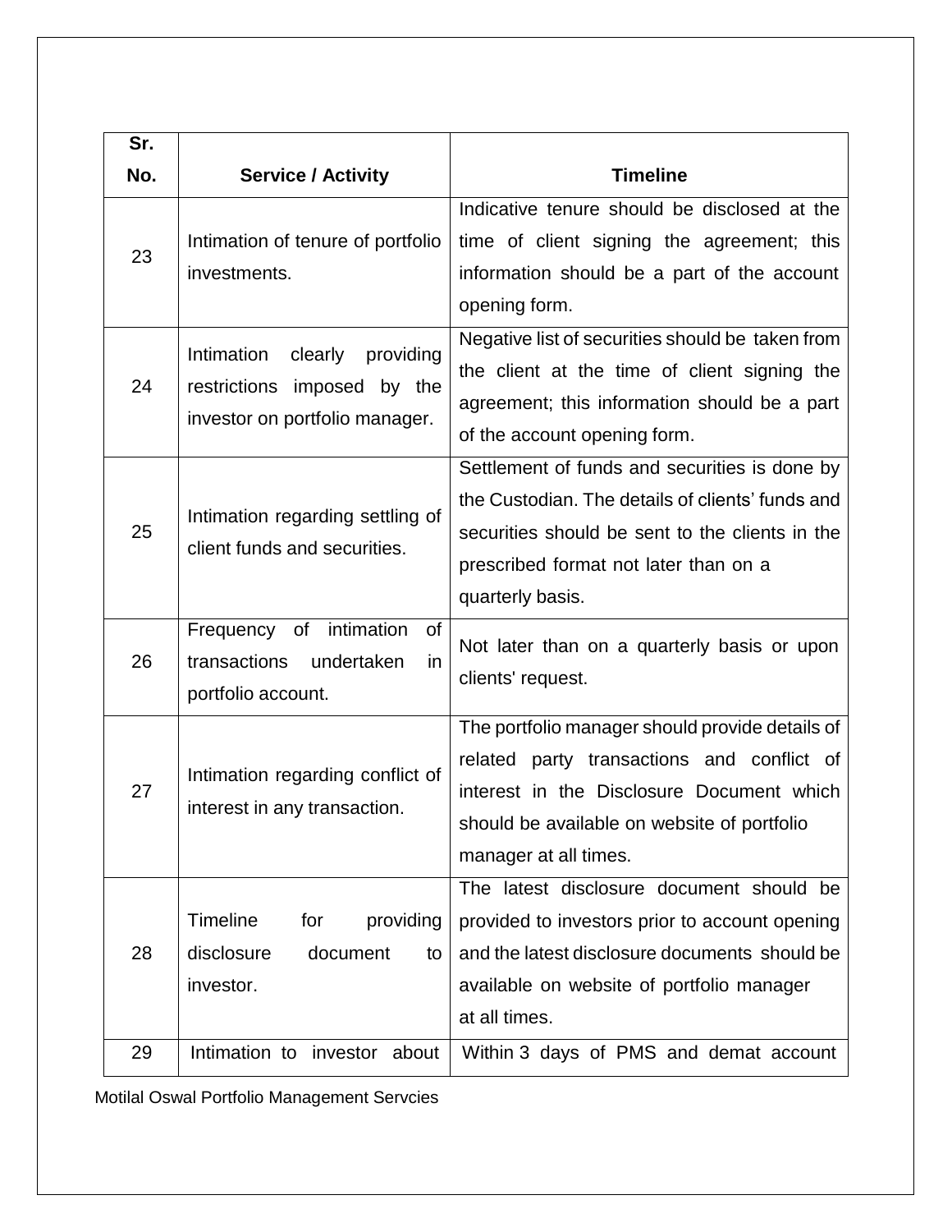| Sr. No. | Service / Activity | Timeline |
|---|---|---|
| 23 | Intimation of tenure of portfolio investments. | Indicative tenure should be disclosed at the time of client signing the agreement; this information should be a part of the account opening form. |
| 24 | Intimation clearly providing restrictions imposed by the investor on portfolio manager. | Negative list of securities should be taken from the client at the time of client signing the agreement; this information should be a part of the account opening form. |
| 25 | Intimation regarding settling of client funds and securities. | Settlement of funds and securities is done by the Custodian. The details of clients' funds and securities should be sent to the clients in the prescribed format not later than on a quarterly basis. |
| 26 | Frequency of intimation of transactions undertaken in portfolio account. | Not later than on a quarterly basis or upon clients' request. |
| 27 | Intimation regarding conflict of interest in any transaction. | The portfolio manager should provide details of related party transactions and conflict of interest in the Disclosure Document which should be available on website of portfolio manager at all times. |
| 28 | Timeline for providing disclosure document to investor. | The latest disclosure document should be provided to investors prior to account opening and the latest disclosure documents should be available on website of portfolio manager at all times. |
| 29 | Intimation to investor about | Within 3 days of PMS and demat account |

Motilal Oswal Portfolio Management Servcies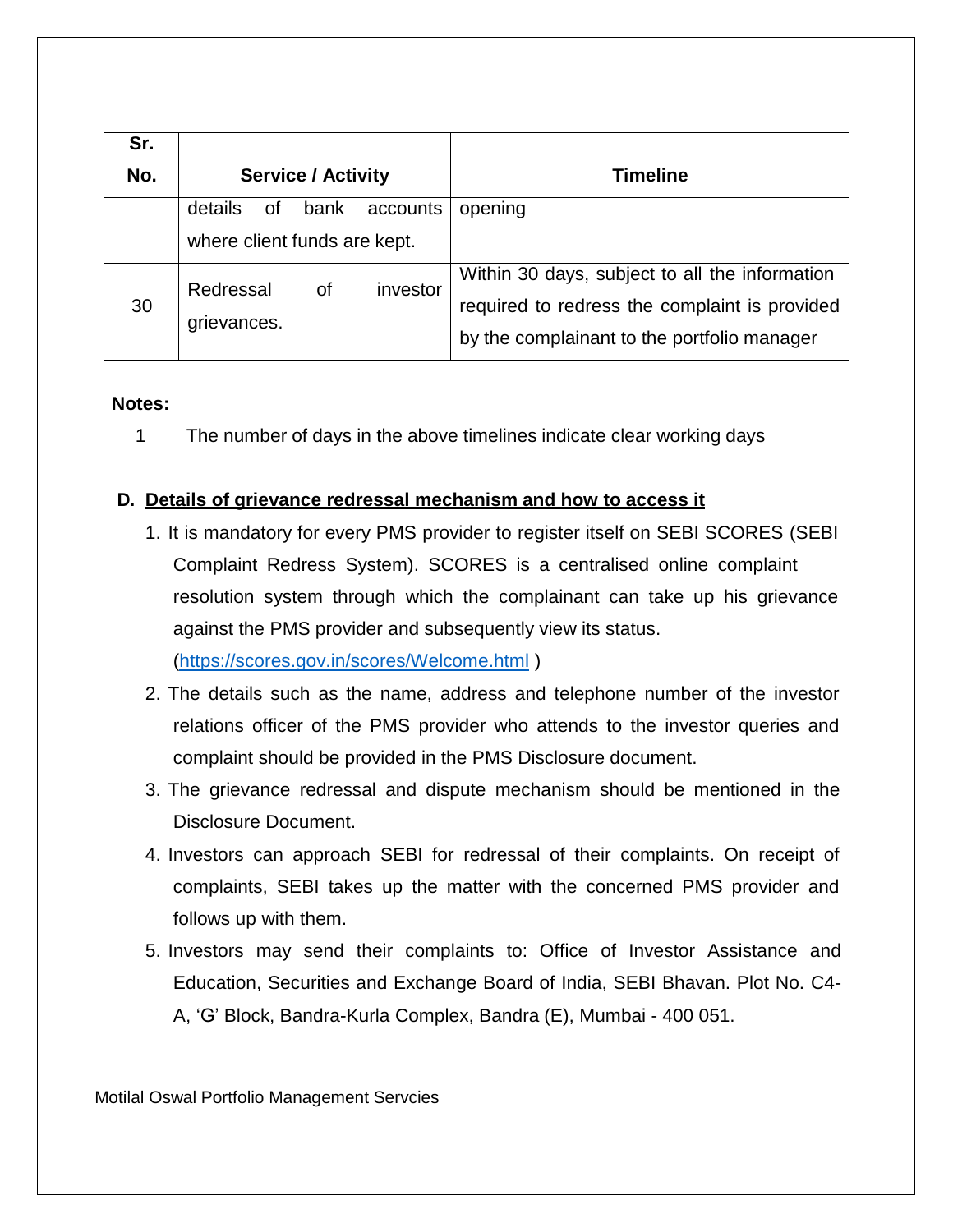| Sr. No. | Service / Activity | Timeline |
|---|---|---|
| | details of bank accounts where client funds are kept. | opening |
| 30 | Redressal of investor grievances. | Within 30 days, subject to all the information required to redress the complaint is provided by the complainant to the portfolio manager |

**Notes:**

1 The number of days in the above timelines indicate clear working days

**D. Details of grievance redressal mechanism and how to access it**

1. It is mandatory for every PMS provider to register itself on SEBI SCORES (SEBI Complaint Redress System). SCORES is a centralised online complaint resolution system through which the complainant can take up his grievance against the PMS provider and subsequently view its status. (https://scores.gov.in/scores/Welcome.html )
2. The details such as the name, address and telephone number of the investor relations officer of the PMS provider who attends to the investor queries and complaint should be provided in the PMS Disclosure document.
3. The grievance redressal and dispute mechanism should be mentioned in the Disclosure Document.
4. Investors can approach SEBI for redressal of their complaints. On receipt of complaints, SEBI takes up the matter with the concerned PMS provider and follows up with them.
5. Investors may send their complaints to: Office of Investor Assistance and Education, Securities and Exchange Board of India, SEBI Bhavan. Plot No. C4-A, 'G' Block, Bandra-Kurla Complex, Bandra (E), Mumbai - 400 051.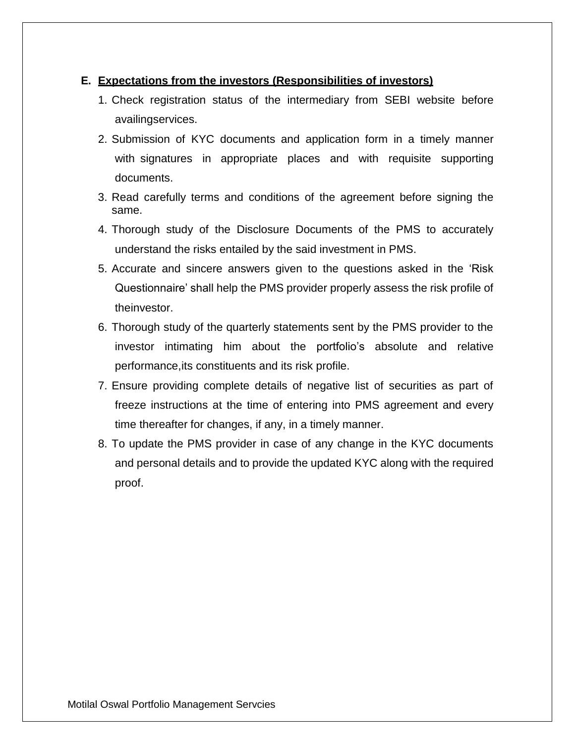### E. Expectations from the investors (Responsibilities of investors)

1. Check registration status of the intermediary from SEBI website before availingservices.
2. Submission of KYC documents and application form in a timely manner with signatures in appropriate places and with requisite supporting documents.
3. Read carefully terms and conditions of the agreement before signing the same.
4. Thorough study of the Disclosure Documents of the PMS to accurately understand the risks entailed by the said investment in PMS.
5. Accurate and sincere answers given to the questions asked in the 'Risk Questionnaire' shall help the PMS provider properly assess the risk profile of theinvestor.
6. Thorough study of the quarterly statements sent by the PMS provider to the investor intimating him about the portfolio's absolute and relative performance,its constituents and its risk profile.
7. Ensure providing complete details of negative list of securities as part of freeze instructions at the time of entering into PMS agreement and every time thereafter for changes, if any, in a timely manner.
8. To update the PMS provider in case of any change in the KYC documents and personal details and to provide the updated KYC along with the required proof.